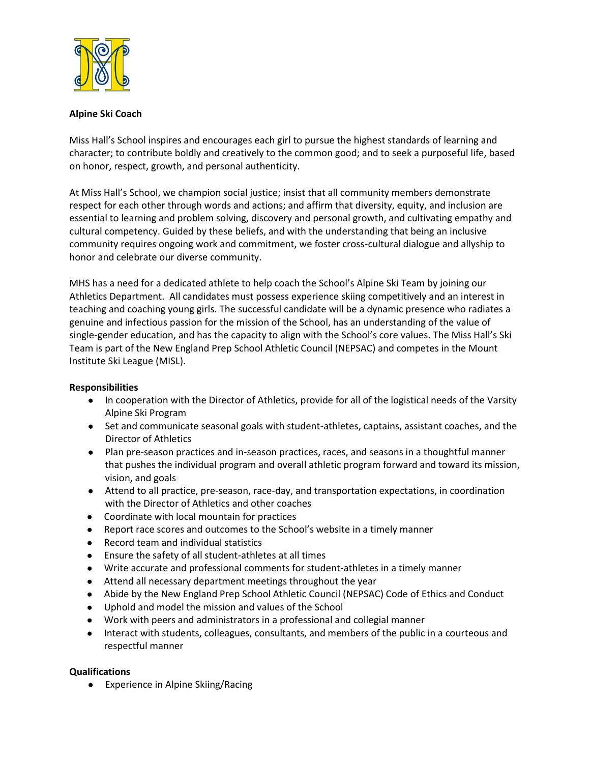**Alpine Ski Coach**

Miss Hall's School inspires and encourages each girl to pursue the highest standards of learning and character; to contribute boldly and creatively to the common good; and to seek a purposeful life, based on honor, respect, growth, and personal authenticity.

At Miss Hall's School, we champion social justice; insist that all community members demonstrate respect for each other through words and actions; and affirm that diversity, equity, and inclusion are essential to learning and problem solving, discovery and personal growth, and cultivating empathy and cultural competency. Guided by these beliefs, and with the understanding that being an inclusive community requires ongoing work and commitment, we foster cross-cultural dialogue and allyship to honor and celebrate our diverse community.

MHS has a need for a dedicated athlete to help coach the School's Alpine Ski Team by joining our Athletics Department. All candidates must possess experience skiing competitively and an interest in teaching and coaching young girls. The successful candidate will be a dynamic presence who radiates a genuine and infectious passion for the mission of the School, has an understanding of the value of single-gender education, and has the capacity to align with the School's core values. The Miss Hall's Ski Team is part of the New England Prep School Athletic Council (NEPSAC) and competes in the Mount Institute Ski League (MISL).

**Responsibilities**

- In cooperation with the Director of Athletics, provide for all of the logistical needs of the Varsity Alpine Ski Program
- Set and communicate seasonal goals with student-athletes, captains, assistant coaches, and the Director of Athletics
- Plan pre-season practices and in-season practices, races, and seasons in a thoughtful manner that pushes the individual program and overall athletic program forward and toward its mission, vision, and goals
- Attend to all practice, pre-season, race-day, and transportation expectations, in coordination with the Director of Athletics and other coaches
- Coordinate with local mountain for practices
- Report race scores and outcomes to the School's website in a timely manner
- Record team and individual statistics
- Ensure the safety of all student-athletes at all times
- Write accurate and professional comments for student-athletes in a timely manner
- Attend all necessary department meetings throughout the year
- Abide by the New England Prep School Athletic Council (NEPSAC) Code of Ethics and Conduct
- Uphold and model the mission and values of the School
- Work with peers and administrators in a professional and collegial manner
- Interact with students, colleagues, consultants, and members of the public in a courteous and respectful manner

**Qualifications**

- Experience in Alpine Skiing/Racing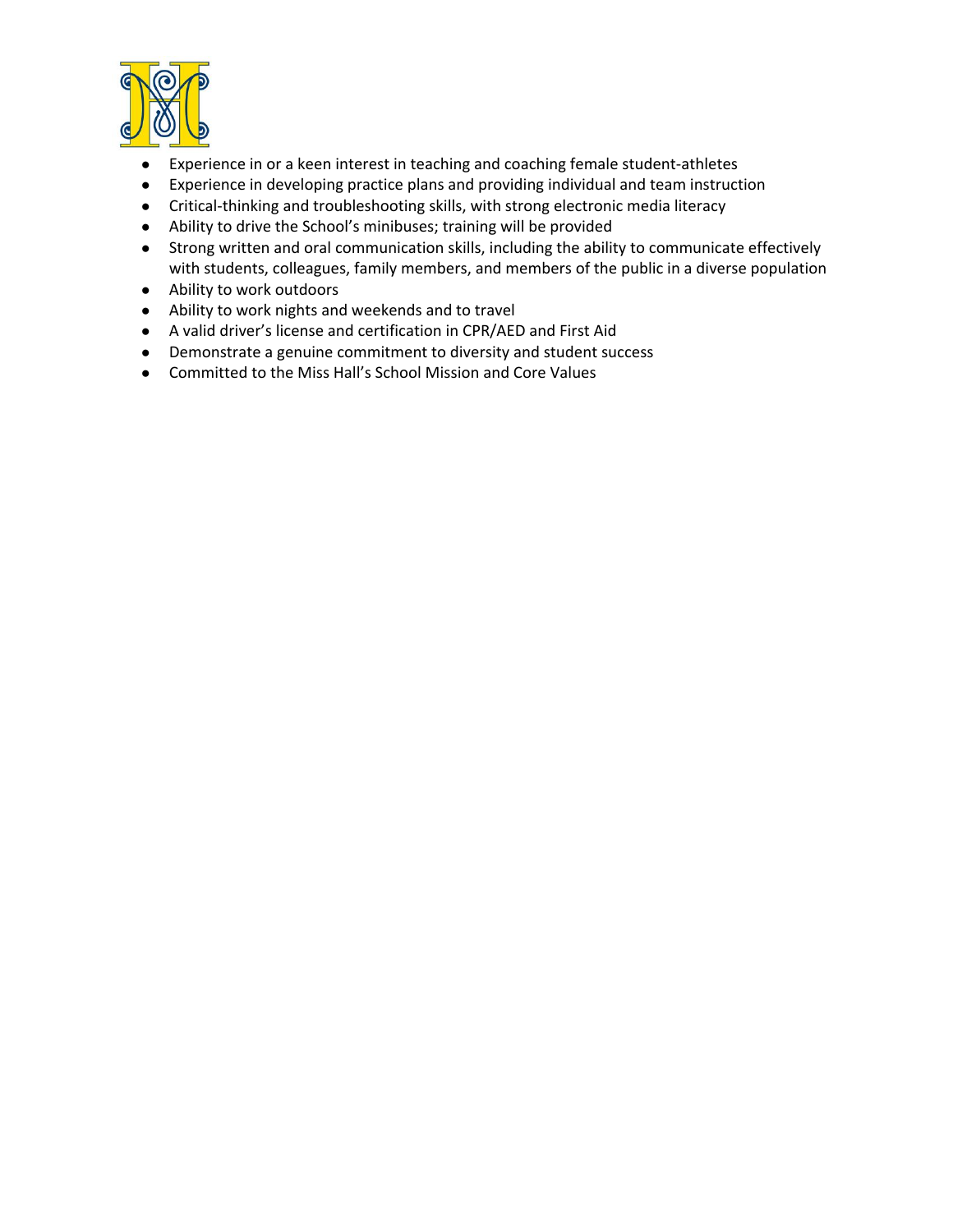- Experience in or a keen interest in teaching and coaching female student-athletes
- Experience in developing practice plans and providing individual and team instruction
- Critical-thinking and troubleshooting skills, with strong electronic media literacy
- Ability to drive the School's minibuses; training will be provided
- Strong written and oral communication skills, including the ability to communicate effectively with students, colleagues, family members, and members of the public in a diverse population
- Ability to work outdoors
- Ability to work nights and weekends and to travel
- A valid driver's license and certification in CPR/AED and First Aid
- Demonstrate a genuine commitment to diversity and student success
- Committed to the Miss Hall's School Mission and Core Values